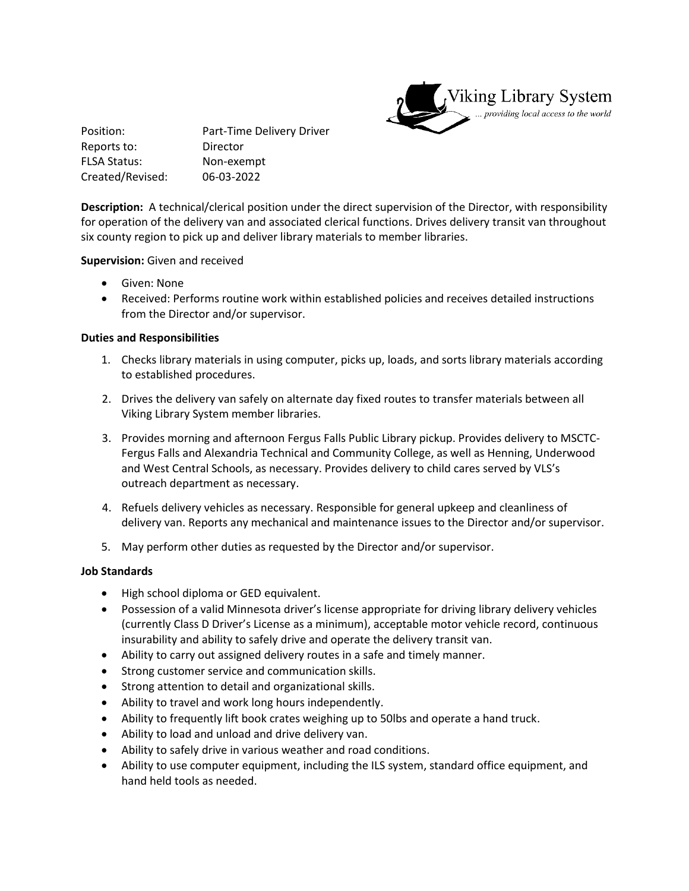Viking Library System
*... providing local access to the world*

| | |
|---|---|
| Position: | Part-Time Delivery Driver |
| Reports to: | Director |
| FLSA Status: | Non-exempt |
| Created/Revised: | 06-03-2022 |

**Description:** A technical/clerical position under the direct supervision of the Director, with responsibility for operation of the delivery van and associated clerical functions. Drives delivery transit van throughout six county region to pick up and deliver library materials to member libraries.

**Supervision:** Given and received

- Given: None
- Received: Performs routine work within established policies and receives detailed instructions from the Director and/or supervisor.

**Duties and Responsibilities**

1. Checks library materials in using computer, picks up, loads, and sorts library materials according to established procedures.
2. Drives the delivery van safely on alternate day fixed routes to transfer materials between all Viking Library System member libraries.
3. Provides morning and afternoon Fergus Falls Public Library pickup. Provides delivery to MSCTC-Fergus Falls and Alexandria Technical and Community College, as well as Henning, Underwood and West Central Schools, as necessary. Provides delivery to child cares served by VLS's outreach department as necessary.
4. Refuels delivery vehicles as necessary. Responsible for general upkeep and cleanliness of delivery van. Reports any mechanical and maintenance issues to the Director and/or supervisor.
5. May perform other duties as requested by the Director and/or supervisor.

**Job Standards**

- High school diploma or GED equivalent.
- Possession of a valid Minnesota driver's license appropriate for driving library delivery vehicles (currently Class D Driver's License as a minimum), acceptable motor vehicle record, continuous insurability and ability to safely drive and operate the delivery transit van.
- Ability to carry out assigned delivery routes in a safe and timely manner.
- Strong customer service and communication skills.
- Strong attention to detail and organizational skills.
- Ability to travel and work long hours independently.
- Ability to frequently lift book crates weighing up to 50lbs and operate a hand truck.
- Ability to load and unload and drive delivery van.
- Ability to safely drive in various weather and road conditions.
- Ability to use computer equipment, including the ILS system, standard office equipment, and hand held tools as needed.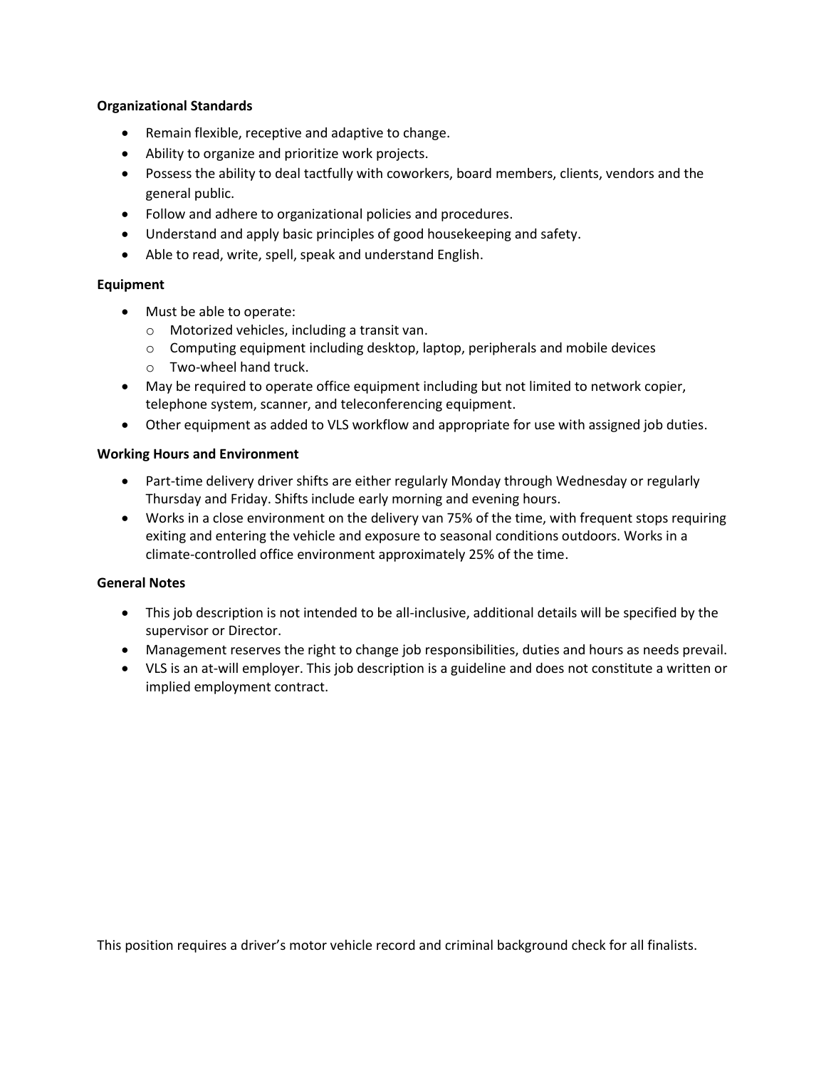**Organizational Standards**

- Remain flexible, receptive and adaptive to change.
- Ability to organize and prioritize work projects.
- Possess the ability to deal tactfully with coworkers, board members, clients, vendors and the general public.
- Follow and adhere to organizational policies and procedures.
- Understand and apply basic principles of good housekeeping and safety.
- Able to read, write, spell, speak and understand English.

**Equipment**

- Must be able to operate:
  - Motorized vehicles, including a transit van.
  - Computing equipment including desktop, laptop, peripherals and mobile devices
  - Two-wheel hand truck.
- May be required to operate office equipment including but not limited to network copier, telephone system, scanner, and teleconferencing equipment.
- Other equipment as added to VLS workflow and appropriate for use with assigned job duties.

**Working Hours and Environment**

- Part-time delivery driver shifts are either regularly Monday through Wednesday or regularly Thursday and Friday. Shifts include early morning and evening hours.
- Works in a close environment on the delivery van 75% of the time, with frequent stops requiring exiting and entering the vehicle and exposure to seasonal conditions outdoors. Works in a climate-controlled office environment approximately 25% of the time.

**General Notes**

- This job description is not intended to be all-inclusive, additional details will be specified by the supervisor or Director.
- Management reserves the right to change job responsibilities, duties and hours as needs prevail.
- VLS is an at-will employer. This job description is a guideline and does not constitute a written or implied employment contract.

This position requires a driver's motor vehicle record and criminal background check for all finalists.